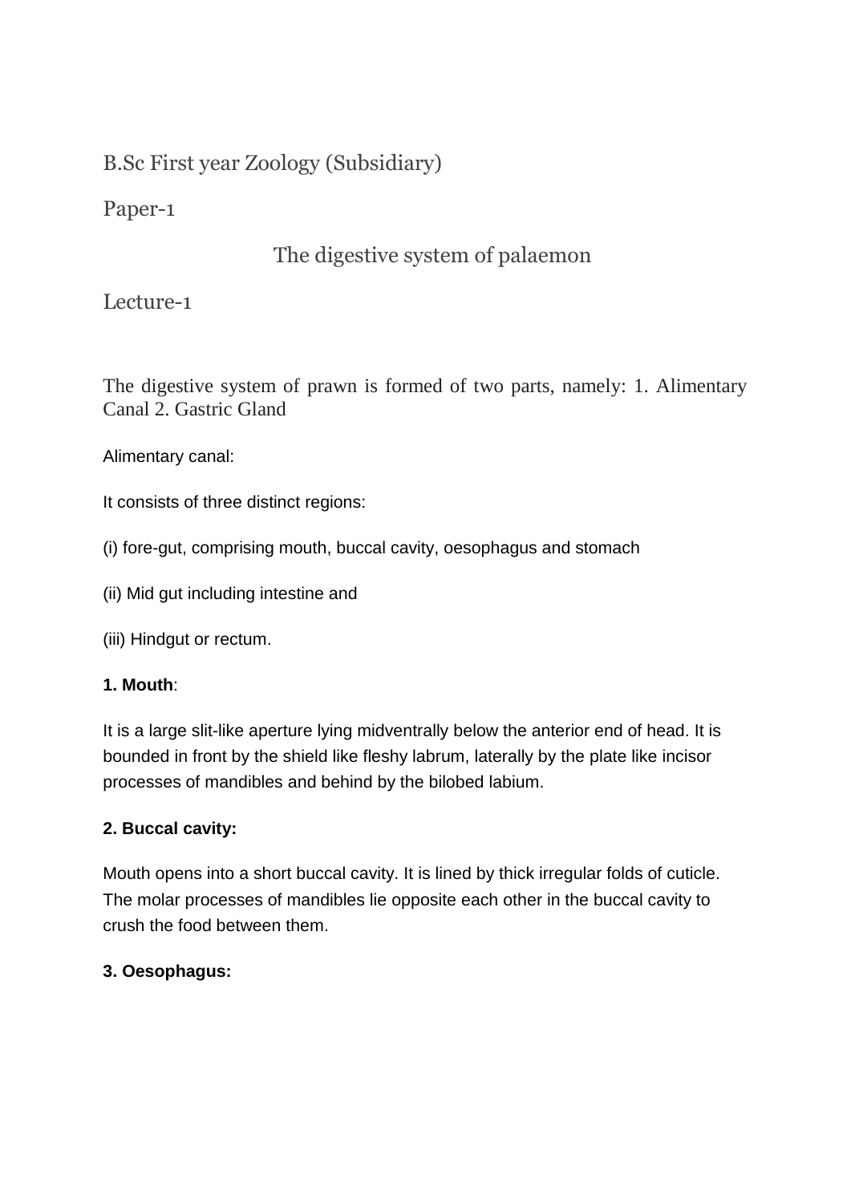B.Sc First year Zoology (Subsidiary)

Paper-1

# The digestive system of palaemon

Lecture-1

The digestive system of prawn is formed of two parts, namely: 1. Alimentary Canal 2. Gastric Gland

Alimentary canal:

It consists of three distinct regions:

(i) fore-gut, comprising mouth, buccal cavity, oesophagus and stomach

(ii) Mid gut including intestine and

(iii) Hindgut or rectum.

**1. Mouth**:

It is a large slit-like aperture lying midventrally below the anterior end of head. It is bounded in front by the shield like fleshy labrum, laterally by the plate like incisor processes of mandibles and behind by the bilobed labium.

**2. Buccal cavity:**

Mouth opens into a short buccal cavity. It is lined by thick irregular folds of cuticle. The molar processes of mandibles lie opposite each other in the buccal cavity to crush the food between them.

**3. Oesophagus:**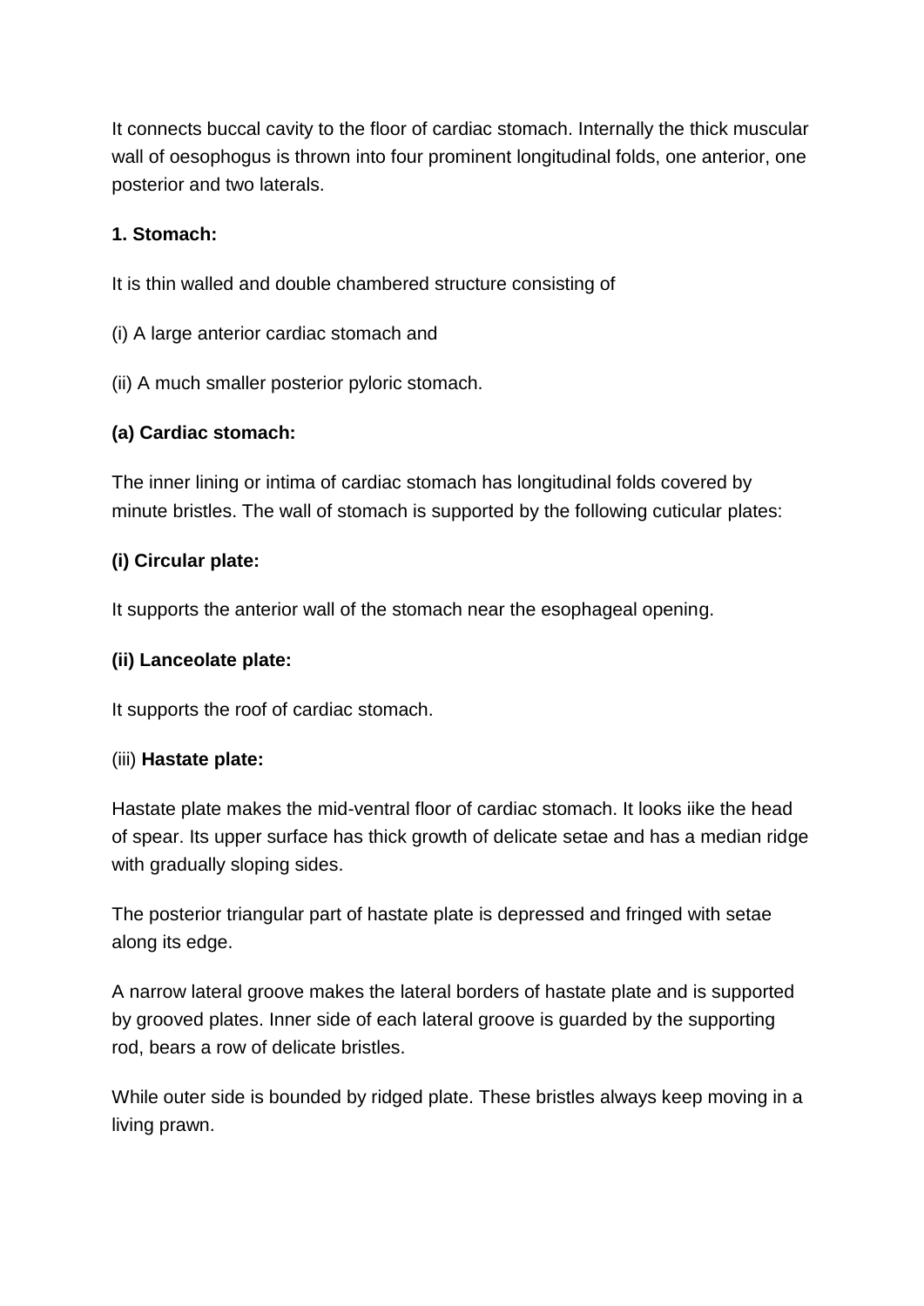It connects buccal cavity to the floor of cardiac stomach. Internally the thick muscular wall of oesophogus is thrown into four prominent longitudinal folds, one anterior, one posterior and two laterals.

**1. Stomach:**

It is thin walled and double chambered structure consisting of

(i) A large anterior cardiac stomach and

(ii) A much smaller posterior pyloric stomach.

**(a) Cardiac stomach:**

The inner lining or intima of cardiac stomach has longitudinal folds covered by minute bristles. The wall of stomach is supported by the following cuticular plates:

**(i) Circular plate:**

It supports the anterior wall of the stomach near the esophageal opening.

**(ii) Lanceolate plate:**

It supports the roof of cardiac stomach.

(iii) **Hastate plate:**

Hastate plate makes the mid-ventral floor of cardiac stomach. It looks iike the head of spear. Its upper surface has thick growth of delicate setae and has a median ridge with gradually sloping sides.

The posterior triangular part of hastate plate is depressed and fringed with setae along its edge.

A narrow lateral groove makes the lateral borders of hastate plate and is supported by grooved plates. Inner side of each lateral groove is guarded by the supporting rod, bears a row of delicate bristles.

While outer side is bounded by ridged plate. These bristles always keep moving in a living prawn.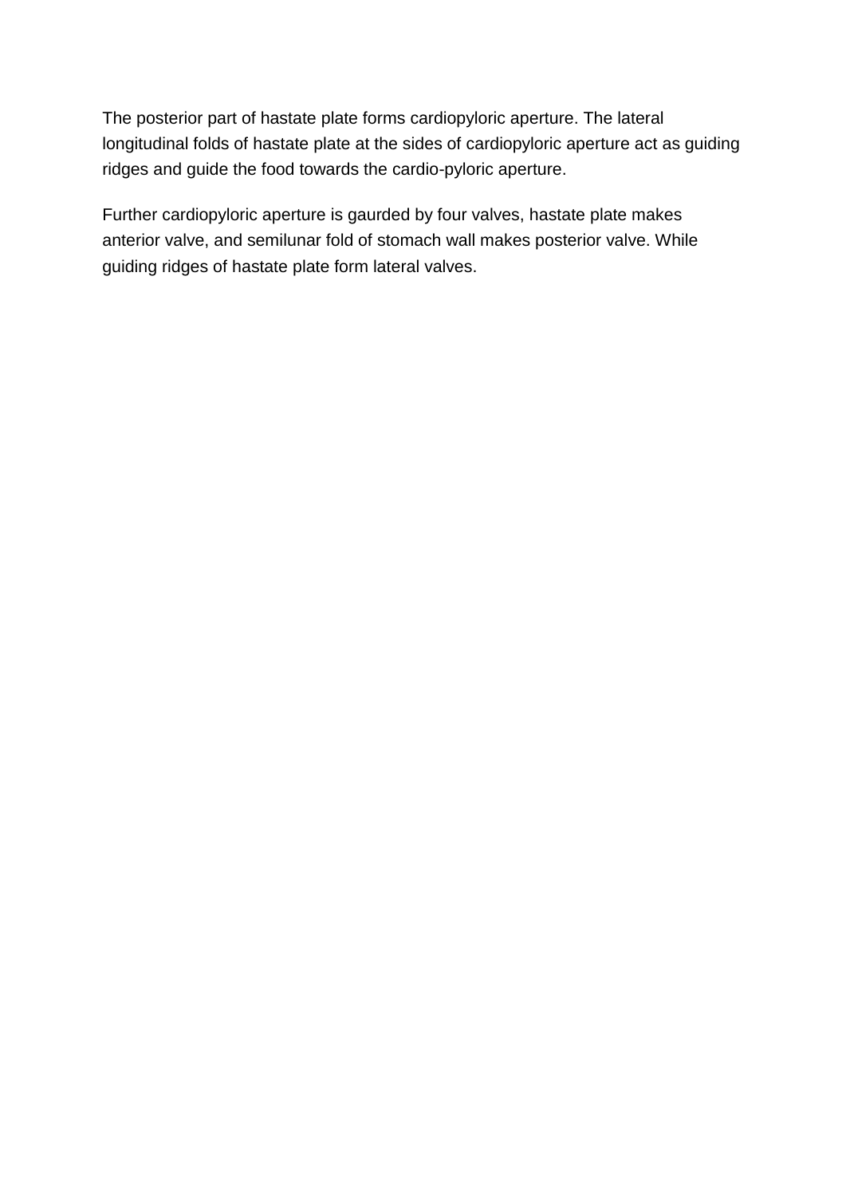The posterior part of hastate plate forms cardiopyloric aperture. The lateral longitudinal folds of hastate plate at the sides of cardiopyloric aperture act as guiding ridges and guide the food towards the cardio-pyloric aperture.

Further cardiopyloric aperture is gaurded by four valves, hastate plate makes anterior valve, and semilunar fold of stomach wall makes posterior valve. While guiding ridges of hastate plate form lateral valves.